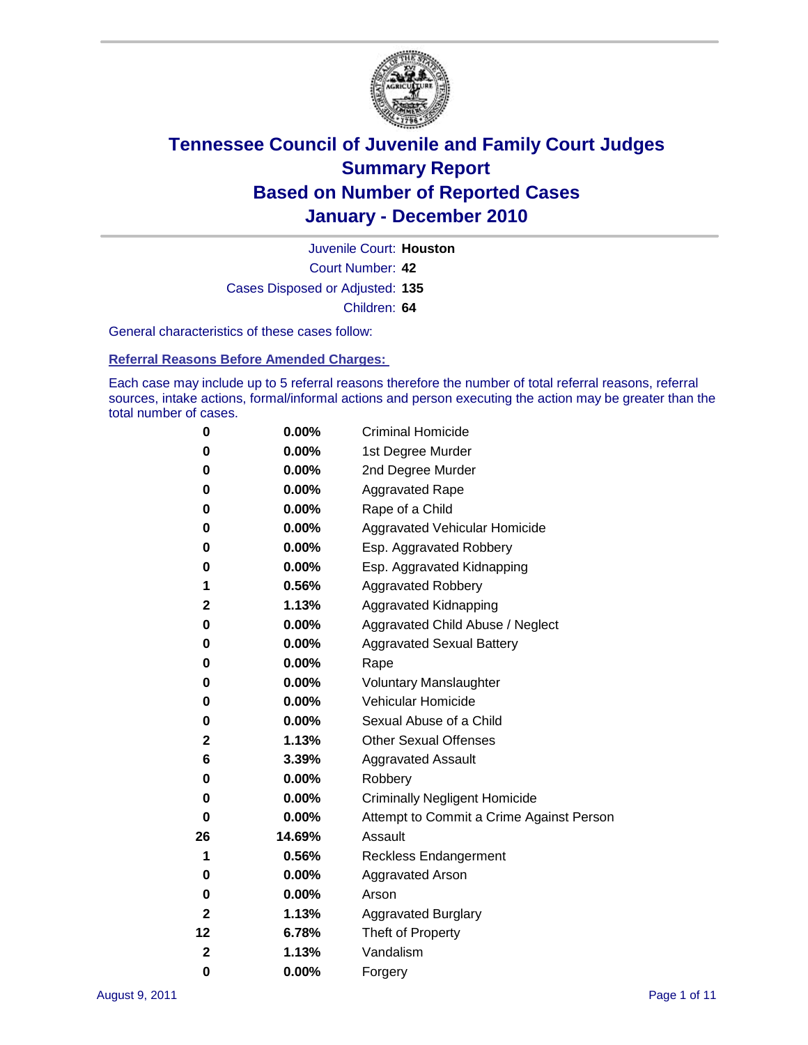# Tennessee Council of Juvenile and Family Court Judges
## Summary Report
## Based on Number of Reported Cases
## January - December 2010

Juvenile Court: **Houston**

Court Number: **42**

Cases Disposed or Adjusted: **135**

Children: **64**

General characteristics of these cases follow:

### Referral Reasons Before Amended Charges:

Each case may include up to 5 referral reasons therefore the number of total referral reasons, referral sources, intake actions, formal/informal actions and person executing the action may be greater than the total number of cases.

| Count | Percent | Reason |
|---|---|---|
| 0 | 0.00% | Criminal Homicide |
| 0 | 0.00% | 1st Degree Murder |
| 0 | 0.00% | 2nd Degree Murder |
| 0 | 0.00% | Aggravated Rape |
| 0 | 0.00% | Rape of a Child |
| 0 | 0.00% | Aggravated Vehicular Homicide |
| 0 | 0.00% | Esp. Aggravated Robbery |
| 0 | 0.00% | Esp. Aggravated Kidnapping |
| 1 | 0.56% | Aggravated Robbery |
| 2 | 1.13% | Aggravated Kidnapping |
| 0 | 0.00% | Aggravated Child Abuse / Neglect |
| 0 | 0.00% | Aggravated Sexual Battery |
| 0 | 0.00% | Rape |
| 0 | 0.00% | Voluntary Manslaughter |
| 0 | 0.00% | Vehicular Homicide |
| 0 | 0.00% | Sexual Abuse of a Child |
| 2 | 1.13% | Other Sexual Offenses |
| 6 | 3.39% | Aggravated Assault |
| 0 | 0.00% | Robbery |
| 0 | 0.00% | Criminally Negligent Homicide |
| 0 | 0.00% | Attempt to Commit a Crime Against Person |
| 26 | 14.69% | Assault |
| 1 | 0.56% | Reckless Endangerment |
| 0 | 0.00% | Aggravated Arson |
| 0 | 0.00% | Arson |
| 2 | 1.13% | Aggravated Burglary |
| 12 | 6.78% | Theft of Property |
| 2 | 1.13% | Vandalism |
| 0 | 0.00% | Forgery |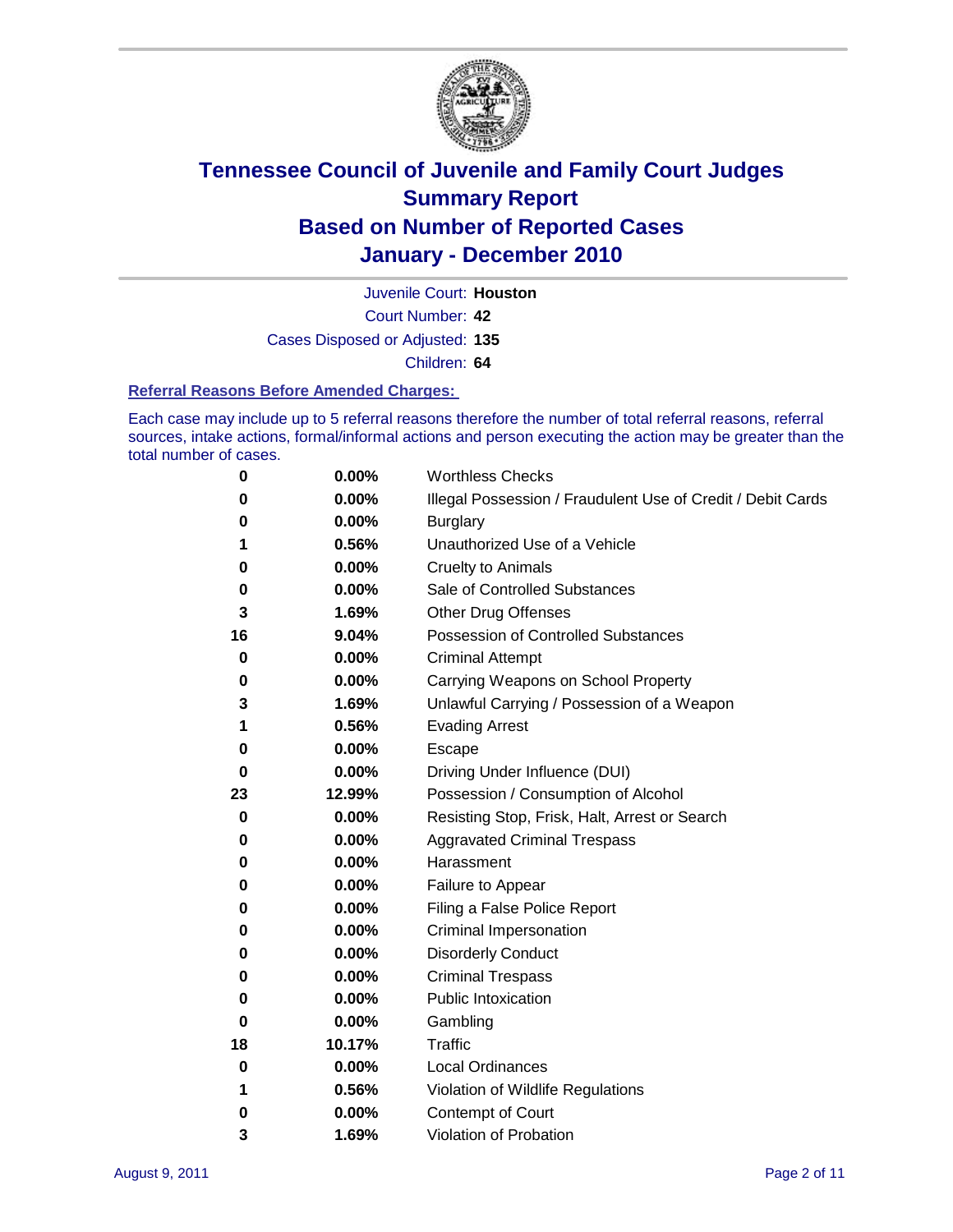# Tennessee Council of Juvenile and Family Court Judges
## Summary Report
## Based on Number of Reported Cases
## January - December 2010

Juvenile Court: **Houston**

Court Number: **42**

Cases Disposed or Adjusted: **135**

Children: **64**

### Referral Reasons Before Amended Charges:

Each case may include up to 5 referral reasons therefore the number of total referral reasons, referral sources, intake actions, formal/informal actions and person executing the action may be greater than the total number of cases.

| Count | Percent | Referral Reason |
|---|---|---|
| 0 | 0.00% | Worthless Checks |
| 0 | 0.00% | Illegal Possession / Fraudulent Use of Credit / Debit Cards |
| 0 | 0.00% | Burglary |
| 1 | 0.56% | Unauthorized Use of a Vehicle |
| 0 | 0.00% | Cruelty to Animals |
| 0 | 0.00% | Sale of Controlled Substances |
| 3 | 1.69% | Other Drug Offenses |
| 16 | 9.04% | Possession of Controlled Substances |
| 0 | 0.00% | Criminal Attempt |
| 0 | 0.00% | Carrying Weapons on School Property |
| 3 | 1.69% | Unlawful Carrying / Possession of a Weapon |
| 1 | 0.56% | Evading Arrest |
| 0 | 0.00% | Escape |
| 0 | 0.00% | Driving Under Influence (DUI) |
| 23 | 12.99% | Possession / Consumption of Alcohol |
| 0 | 0.00% | Resisting Stop, Frisk, Halt, Arrest or Search |
| 0 | 0.00% | Aggravated Criminal Trespass |
| 0 | 0.00% | Harassment |
| 0 | 0.00% | Failure to Appear |
| 0 | 0.00% | Filing a False Police Report |
| 0 | 0.00% | Criminal Impersonation |
| 0 | 0.00% | Disorderly Conduct |
| 0 | 0.00% | Criminal Trespass |
| 0 | 0.00% | Public Intoxication |
| 0 | 0.00% | Gambling |
| 18 | 10.17% | Traffic |
| 0 | 0.00% | Local Ordinances |
| 1 | 0.56% | Violation of Wildlife Regulations |
| 0 | 0.00% | Contempt of Court |
| 3 | 1.69% | Violation of Probation |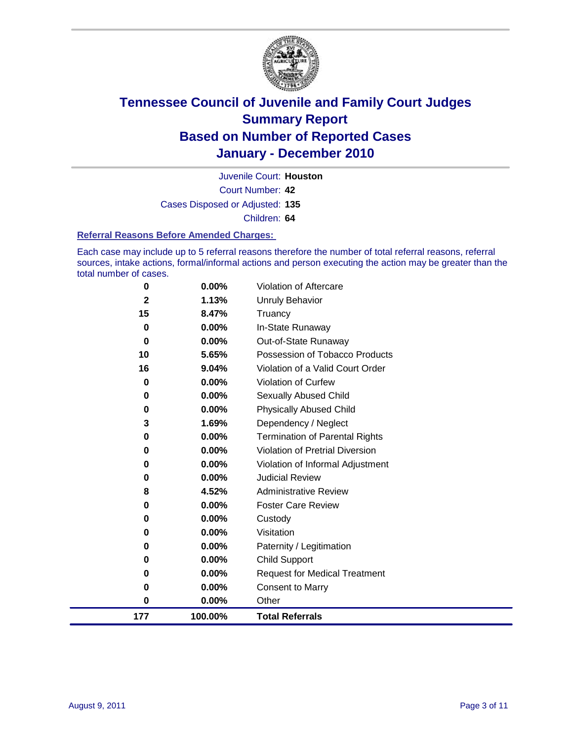# Tennessee Council of Juvenile and Family Court Judges
## Summary Report
## Based on Number of Reported Cases
## January - December 2010

Juvenile Court: **Houston**

Court Number: **42**

Cases Disposed or Adjusted: **135**

Children: **64**

### Referral Reasons Before Amended Charges:

Each case may include up to 5 referral reasons therefore the number of total referral reasons, referral sources, intake actions, formal/informal actions and person executing the action may be greater than the total number of cases.

| Count | Percent | Referral Reason |
|---|---|---|
| 0 | 0.00% | Violation of Aftercare |
| 2 | 1.13% | Unruly Behavior |
| 15 | 8.47% | Truancy |
| 0 | 0.00% | In-State Runaway |
| 0 | 0.00% | Out-of-State Runaway |
| 10 | 5.65% | Possession of Tobacco Products |
| 16 | 9.04% | Violation of a Valid Court Order |
| 0 | 0.00% | Violation of Curfew |
| 0 | 0.00% | Sexually Abused Child |
| 0 | 0.00% | Physically Abused Child |
| 3 | 1.69% | Dependency / Neglect |
| 0 | 0.00% | Termination of Parental Rights |
| 0 | 0.00% | Violation of Pretrial Diversion |
| 0 | 0.00% | Violation of Informal Adjustment |
| 0 | 0.00% | Judicial Review |
| 8 | 4.52% | Administrative Review |
| 0 | 0.00% | Foster Care Review |
| 0 | 0.00% | Custody |
| 0 | 0.00% | Visitation |
| 0 | 0.00% | Paternity / Legitimation |
| 0 | 0.00% | Child Support |
| 0 | 0.00% | Request for Medical Treatment |
| 0 | 0.00% | Consent to Marry |
| 0 | 0.00% | Other |
| **177** | **100.00%** | **Total Referrals** |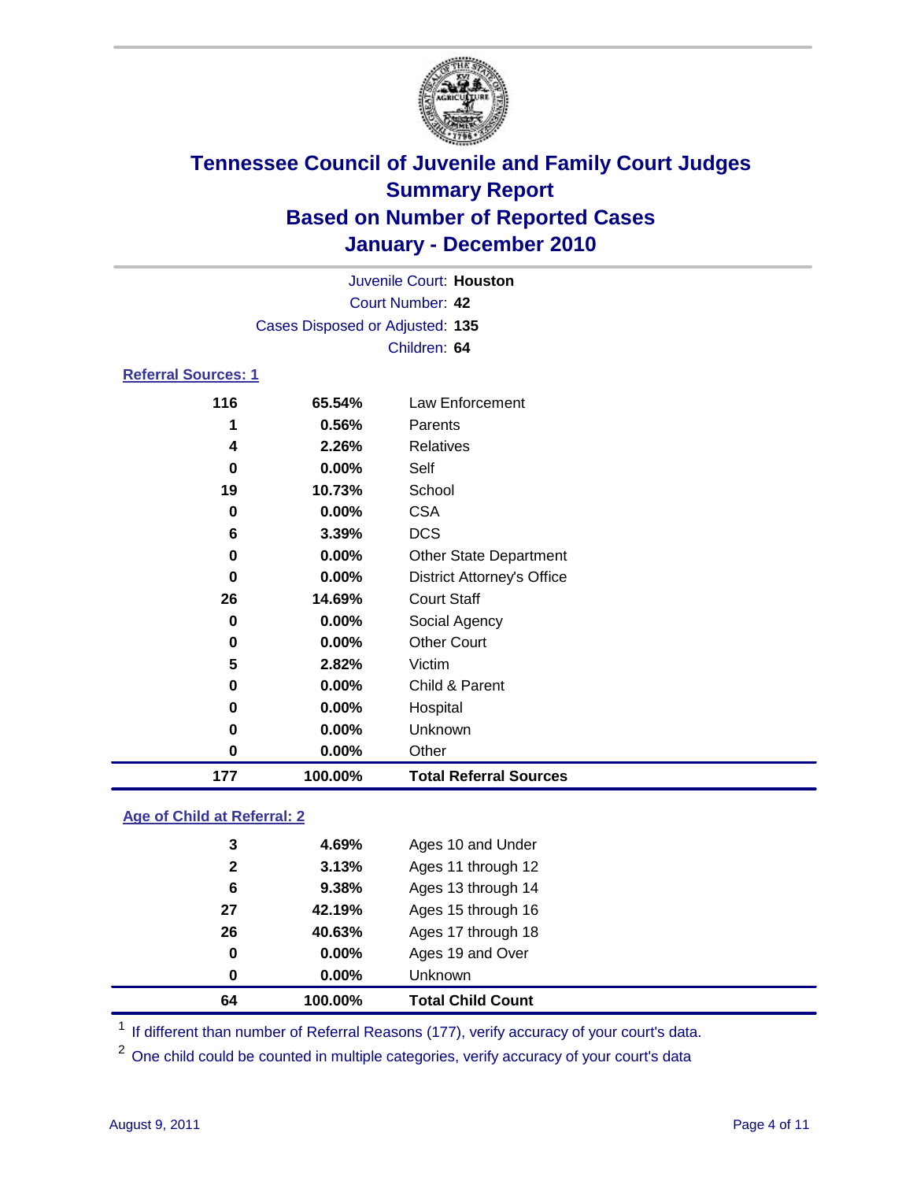# Tennessee Council of Juvenile and Family Court Judges
## Summary Report
## Based on Number of Reported Cases
## January - December 2010

Juvenile Court: **Houston**
Court Number: **42**
Cases Disposed or Adjusted: **135**
Children: **64**

### Referral Sources: 1

| Count | Percent | Source |
|---|---|---|
| 116 | 65.54% | Law Enforcement |
| 1 | 0.56% | Parents |
| 4 | 2.26% | Relatives |
| 0 | 0.00% | Self |
| 19 | 10.73% | School |
| 0 | 0.00% | CSA |
| 6 | 3.39% | DCS |
| 0 | 0.00% | Other State Department |
| 0 | 0.00% | District Attorney's Office |
| 26 | 14.69% | Court Staff |
| 0 | 0.00% | Social Agency |
| 0 | 0.00% | Other Court |
| 5 | 2.82% | Victim |
| 0 | 0.00% | Child & Parent |
| 0 | 0.00% | Hospital |
| 0 | 0.00% | Unknown |
| 0 | 0.00% | Other |
| **177** | **100.00%** | **Total Referral Sources** |

### Age of Child at Referral: 2

| Count | Percent | Age |
|---|---|---|
| 3 | 4.69% | Ages 10 and Under |
| 2 | 3.13% | Ages 11 through 12 |
| 6 | 9.38% | Ages 13 through 14 |
| 27 | 42.19% | Ages 15 through 16 |
| 26 | 40.63% | Ages 17 through 18 |
| 0 | 0.00% | Ages 19 and Over |
| 0 | 0.00% | Unknown |
| **64** | **100.00%** | **Total Child Count** |

[1] If different than number of Referral Reasons (177), verify accuracy of your court's data.

[2] One child could be counted in multiple categories, verify accuracy of your court's data

August 9, 2011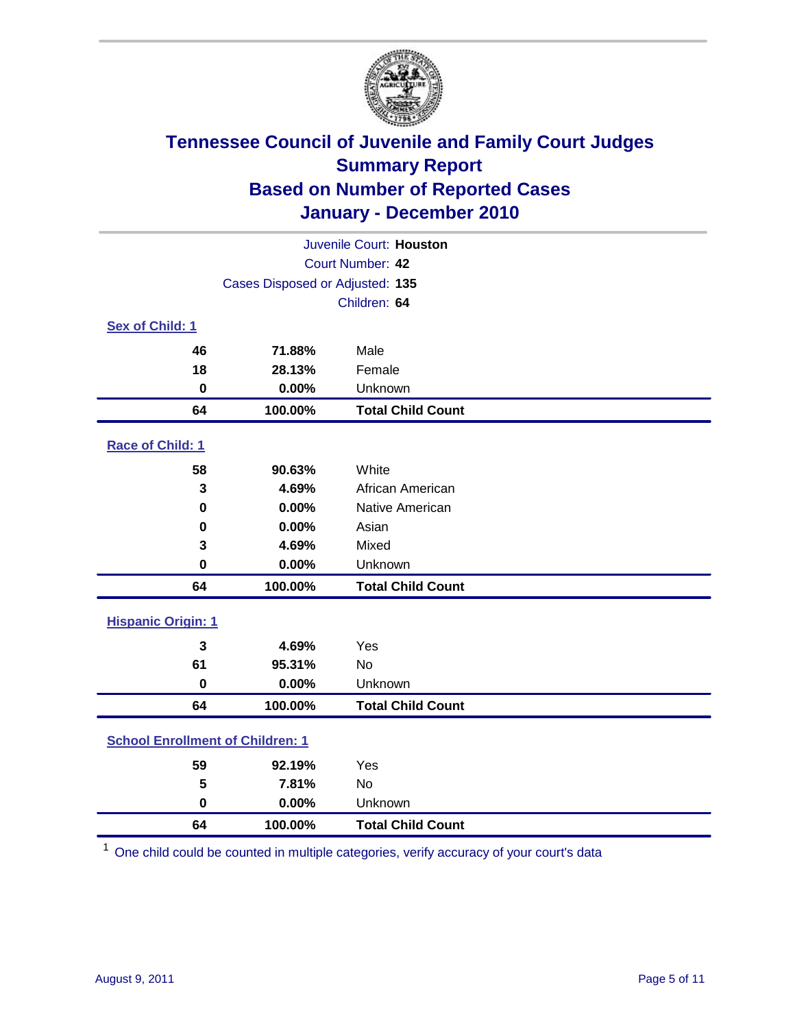# Tennessee Council of Juvenile and Family Court Judges
## Summary Report
## Based on Number of Reported Cases
## January - December 2010

Juvenile Court: **Houston**
Court Number: **42**
Cases Disposed or Adjusted: **135**
Children: **64**

### Sex of Child: [1]

| | | |
|---|---|---|
| **46** | **71.88%** | Male |
| **18** | **28.13%** | Female |
| **0** | **0.00%** | Unknown |
| **64** | **100.00%** | **Total Child Count** |

### Race of Child: [1]

| | | |
|---|---|---|
| **58** | **90.63%** | White |
| **3** | **4.69%** | African American |
| **0** | **0.00%** | Native American |
| **0** | **0.00%** | Asian |
| **3** | **4.69%** | Mixed |
| **0** | **0.00%** | Unknown |
| **64** | **100.00%** | **Total Child Count** |

### Hispanic Origin: [1]

| | | |
|---|---|---|
| **3** | **4.69%** | Yes |
| **61** | **95.31%** | No |
| **0** | **0.00%** | Unknown |
| **64** | **100.00%** | **Total Child Count** |

### School Enrollment of Children: [1]

| | | |
|---|---|---|
| **59** | **92.19%** | Yes |
| **5** | **7.81%** | No |
| **0** | **0.00%** | Unknown |
| **64** | **100.00%** | **Total Child Count** |

[1] One child could be counted in multiple categories, verify accuracy of your court's data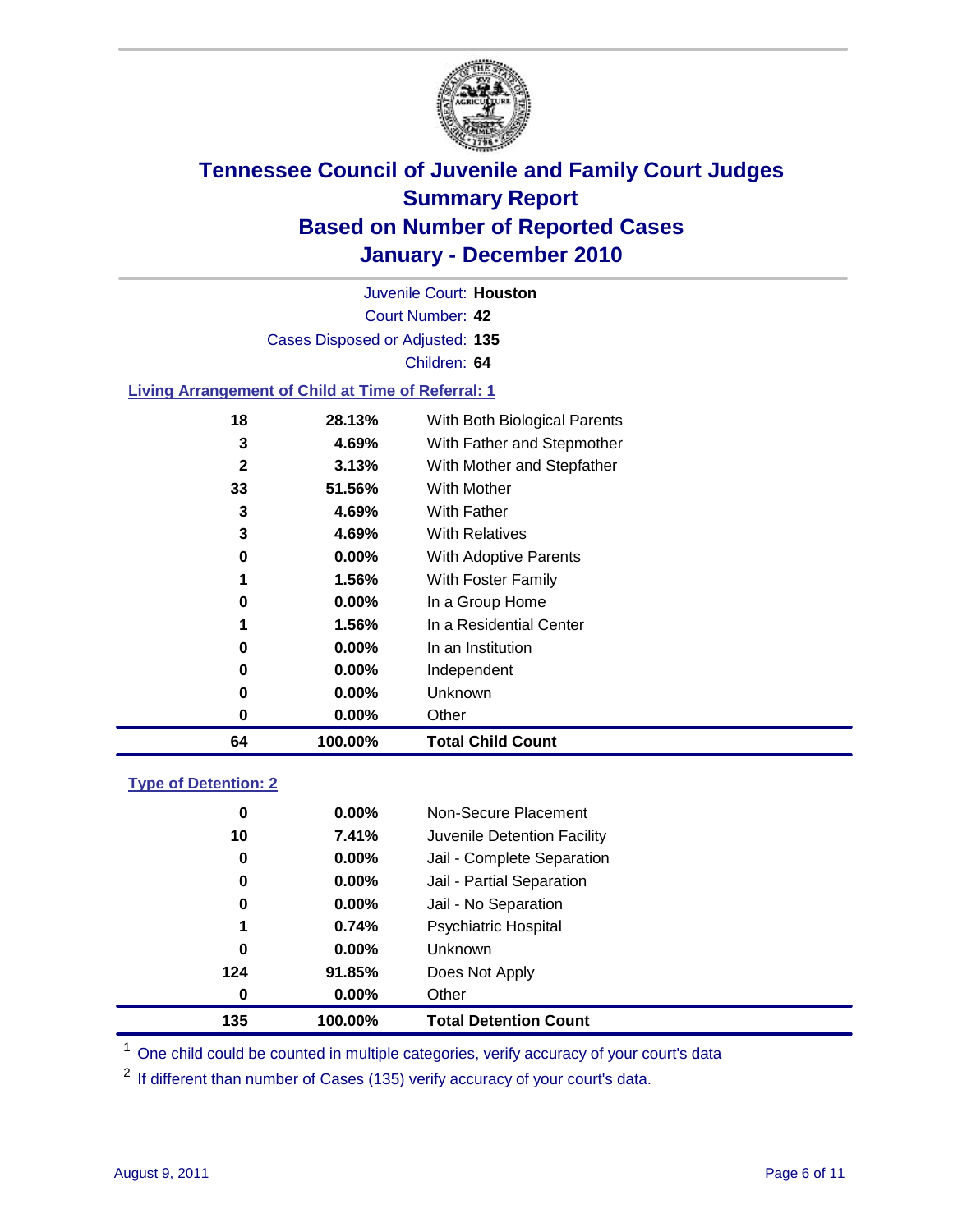# Tennessee Council of Juvenile and Family Court Judges
## Summary Report
## Based on Number of Reported Cases
## January - December 2010

Juvenile Court: **Houston**

Court Number: **42**

Cases Disposed or Adjusted: **135**

Children: **64**

### Living Arrangement of Child at Time of Referral: 1

| | | |
|---|---|---|
| 18 | 28.13% | With Both Biological Parents |
| 3 | 4.69% | With Father and Stepmother |
| 2 | 3.13% | With Mother and Stepfather |
| 33 | 51.56% | With Mother |
| 3 | 4.69% | With Father |
| 3 | 4.69% | With Relatives |
| 0 | 0.00% | With Adoptive Parents |
| 1 | 1.56% | With Foster Family |
| 0 | 0.00% | In a Group Home |
| 1 | 1.56% | In a Residential Center |
| 0 | 0.00% | In an Institution |
| 0 | 0.00% | Independent |
| 0 | 0.00% | Unknown |
| 0 | 0.00% | Other |
| **64** | **100.00%** | **Total Child Count** |

### Type of Detention: 2

| | | |
|---|---|---|
| 0 | 0.00% | Non-Secure Placement |
| 10 | 7.41% | Juvenile Detention Facility |
| 0 | 0.00% | Jail - Complete Separation |
| 0 | 0.00% | Jail - Partial Separation |
| 0 | 0.00% | Jail - No Separation |
| 1 | 0.74% | Psychiatric Hospital |
| 0 | 0.00% | Unknown |
| 124 | 91.85% | Does Not Apply |
| 0 | 0.00% | Other |
| **135** | **100.00%** | **Total Detention Count** |

[1] One child could be counted in multiple categories, verify accuracy of your court's data

[2] If different than number of Cases (135) verify accuracy of your court's data.

August 9, 2011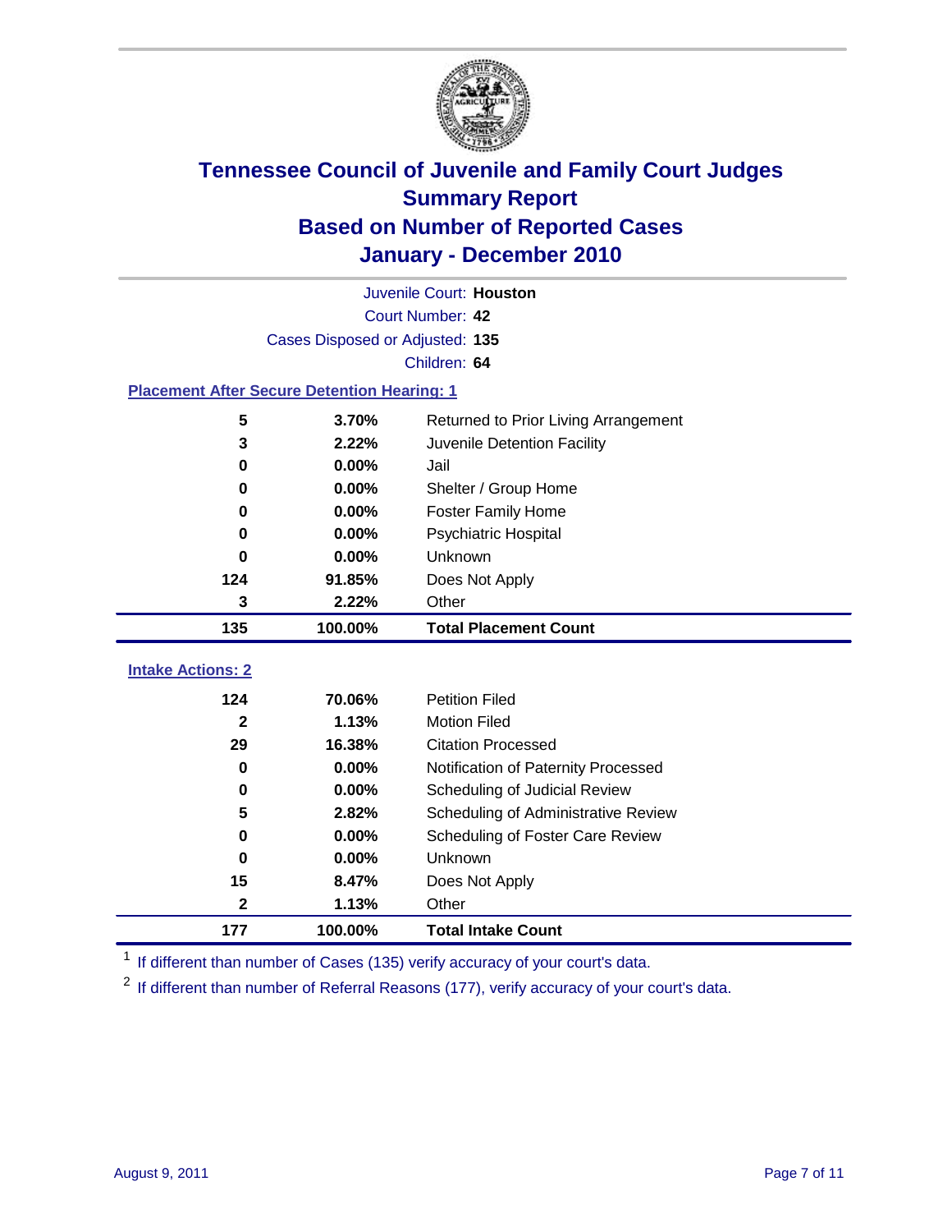# Tennessee Council of Juvenile and Family Court Judges
## Summary Report
## Based on Number of Reported Cases
## January - December 2010

Juvenile Court: **Houston**
Court Number: **42**
Cases Disposed or Adjusted: **135**
Children: **64**

### Placement After Secure Detention Hearing: 1

| | | |
|---|---|---|
| 5 | 3.70% | Returned to Prior Living Arrangement |
| 3 | 2.22% | Juvenile Detention Facility |
| 0 | 0.00% | Jail |
| 0 | 0.00% | Shelter / Group Home |
| 0 | 0.00% | Foster Family Home |
| 0 | 0.00% | Psychiatric Hospital |
| 0 | 0.00% | Unknown |
| 124 | 91.85% | Does Not Apply |
| 3 | 2.22% | Other |
| **135** | **100.00%** | **Total Placement Count** |

### Intake Actions: 2

| | | |
|---|---|---|
| 124 | 70.06% | Petition Filed |
| 2 | 1.13% | Motion Filed |
| 29 | 16.38% | Citation Processed |
| 0 | 0.00% | Notification of Paternity Processed |
| 0 | 0.00% | Scheduling of Judicial Review |
| 5 | 2.82% | Scheduling of Administrative Review |
| 0 | 0.00% | Scheduling of Foster Care Review |
| 0 | 0.00% | Unknown |
| 15 | 8.47% | Does Not Apply |
| 2 | 1.13% | Other |
| **177** | **100.00%** | **Total Intake Count** |

[1] If different than number of Cases (135) verify accuracy of your court's data.

[2] If different than number of Referral Reasons (177), verify accuracy of your court's data.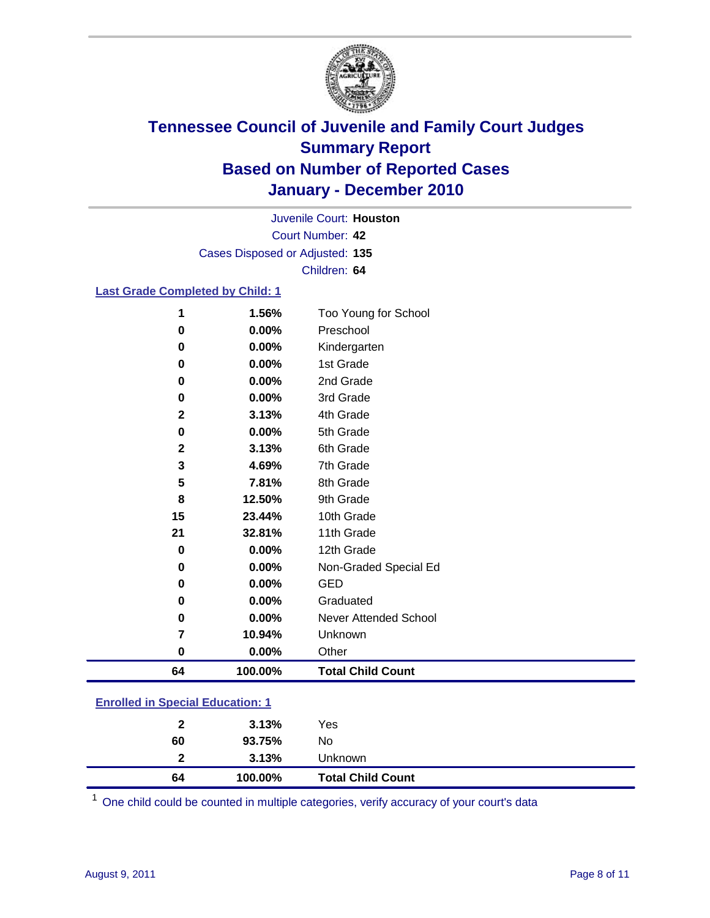# Tennessee Council of Juvenile and Family Court Judges
## Summary Report
## Based on Number of Reported Cases
## January - December 2010

Juvenile Court: **Houston**
Court Number: **42**
Cases Disposed or Adjusted: **135**
Children: **64**

### Last Grade Completed by Child: 1

| Count | Percent | Category |
|---|---|---|
| 1 | 1.56% | Too Young for School |
| 0 | 0.00% | Preschool |
| 0 | 0.00% | Kindergarten |
| 0 | 0.00% | 1st Grade |
| 0 | 0.00% | 2nd Grade |
| 0 | 0.00% | 3rd Grade |
| 2 | 3.13% | 4th Grade |
| 0 | 0.00% | 5th Grade |
| 2 | 3.13% | 6th Grade |
| 3 | 4.69% | 7th Grade |
| 5 | 7.81% | 8th Grade |
| 8 | 12.50% | 9th Grade |
| 15 | 23.44% | 10th Grade |
| 21 | 32.81% | 11th Grade |
| 0 | 0.00% | 12th Grade |
| 0 | 0.00% | Non-Graded Special Ed |
| 0 | 0.00% | GED |
| 0 | 0.00% | Graduated |
| 0 | 0.00% | Never Attended School |
| 7 | 10.94% | Unknown |
| 0 | 0.00% | Other |
| **64** | **100.00%** | **Total Child Count** |

### Enrolled in Special Education: 1

| Count | Percent | Category |
|---|---|---|
| 2 | 3.13% | Yes |
| 60 | 93.75% | No |
| 2 | 3.13% | Unknown |
| **64** | **100.00%** | **Total Child Count** |

[1] One child could be counted in multiple categories, verify accuracy of your court's data

August 9, 2011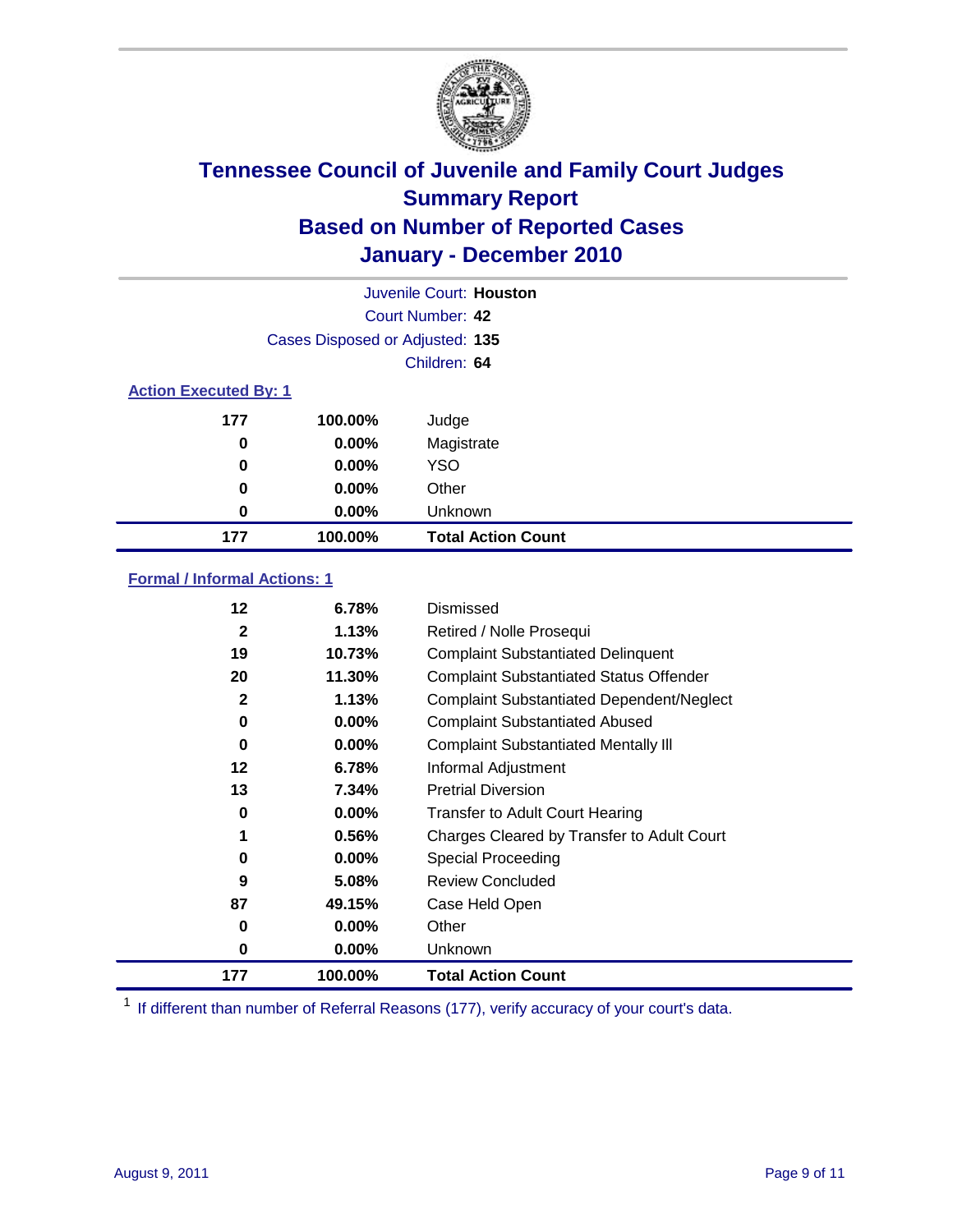# Tennessee Council of Juvenile and Family Court Judges
## Summary Report
## Based on Number of Reported Cases
## January - December 2010

Juvenile Court: **Houston**
Court Number: **42**
Cases Disposed or Adjusted: **135**
Children: **64**

### Action Executed By: 1

| Count | Percent | Action |
|---|---|---|
| 177 | 100.00% | Judge |
| 0 | 0.00% | Magistrate |
| 0 | 0.00% | YSO |
| 0 | 0.00% | Other |
| 0 | 0.00% | Unknown |
| **177** | **100.00%** | **Total Action Count** |

### Formal / Informal Actions: 1

| Count | Percent | Action |
|---|---|---|
| 12 | 6.78% | Dismissed |
| 2 | 1.13% | Retired / Nolle Prosequi |
| 19 | 10.73% | Complaint Substantiated Delinquent |
| 20 | 11.30% | Complaint Substantiated Status Offender |
| 2 | 1.13% | Complaint Substantiated Dependent/Neglect |
| 0 | 0.00% | Complaint Substantiated Abused |
| 0 | 0.00% | Complaint Substantiated Mentally Ill |
| 12 | 6.78% | Informal Adjustment |
| 13 | 7.34% | Pretrial Diversion |
| 0 | 0.00% | Transfer to Adult Court Hearing |
| 1 | 0.56% | Charges Cleared by Transfer to Adult Court |
| 0 | 0.00% | Special Proceeding |
| 9 | 5.08% | Review Concluded |
| 87 | 49.15% | Case Held Open |
| 0 | 0.00% | Other |
| 0 | 0.00% | Unknown |
| **177** | **100.00%** | **Total Action Count** |

[1] If different than number of Referral Reasons (177), verify accuracy of your court's data.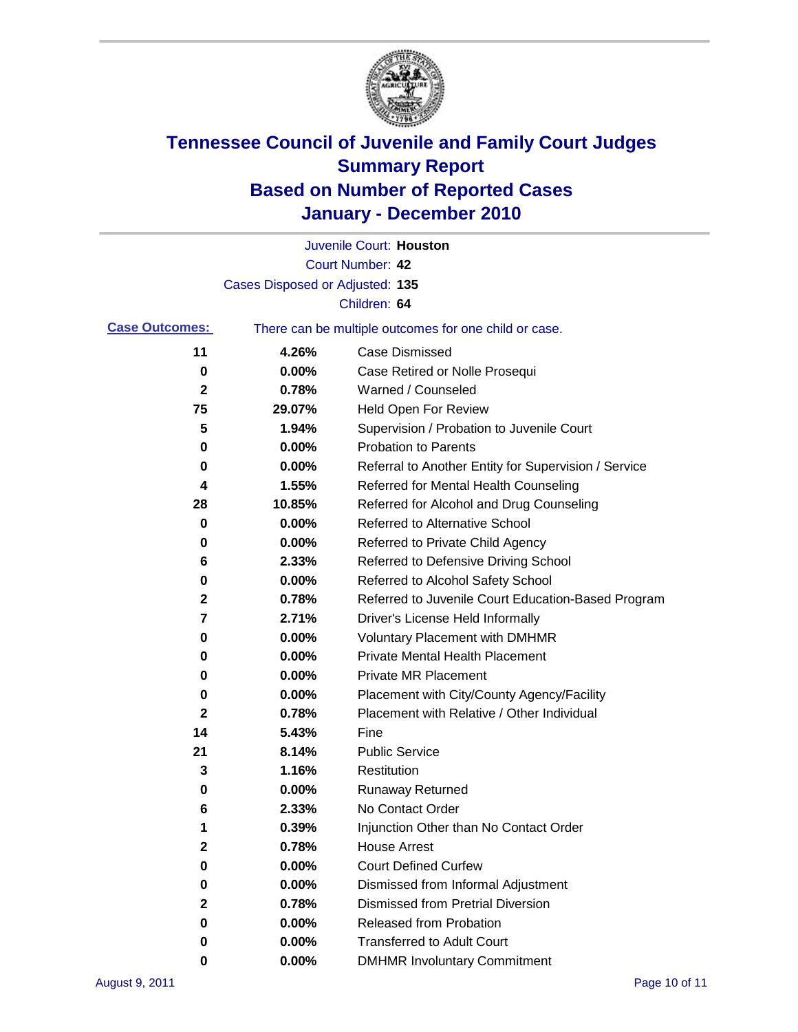# Tennessee Council of Juvenile and Family Court Judges
## Summary Report
## Based on Number of Reported Cases
## January - December 2010

Juvenile Court: **Houston**

Court Number: **42**

Cases Disposed or Adjusted: **135**

Children: **64**

**Case Outcomes:** There can be multiple outcomes for one child or case.

| | | |
|---|---|---|
| 11 | 4.26% | Case Dismissed |
| 0 | 0.00% | Case Retired or Nolle Prosequi |
| 2 | 0.78% | Warned / Counseled |
| 75 | 29.07% | Held Open For Review |
| 5 | 1.94% | Supervision / Probation to Juvenile Court |
| 0 | 0.00% | Probation to Parents |
| 0 | 0.00% | Referral to Another Entity for Supervision / Service |
| 4 | 1.55% | Referred for Mental Health Counseling |
| 28 | 10.85% | Referred for Alcohol and Drug Counseling |
| 0 | 0.00% | Referred to Alternative School |
| 0 | 0.00% | Referred to Private Child Agency |
| 6 | 2.33% | Referred to Defensive Driving School |
| 0 | 0.00% | Referred to Alcohol Safety School |
| 2 | 0.78% | Referred to Juvenile Court Education-Based Program |
| 7 | 2.71% | Driver's License Held Informally |
| 0 | 0.00% | Voluntary Placement with DMHMR |
| 0 | 0.00% | Private Mental Health Placement |
| 0 | 0.00% | Private MR Placement |
| 0 | 0.00% | Placement with City/County Agency/Facility |
| 2 | 0.78% | Placement with Relative / Other Individual |
| 14 | 5.43% | Fine |
| 21 | 8.14% | Public Service |
| 3 | 1.16% | Restitution |
| 0 | 0.00% | Runaway Returned |
| 6 | 2.33% | No Contact Order |
| 1 | 0.39% | Injunction Other than No Contact Order |
| 2 | 0.78% | House Arrest |
| 0 | 0.00% | Court Defined Curfew |
| 0 | 0.00% | Dismissed from Informal Adjustment |
| 2 | 0.78% | Dismissed from Pretrial Diversion |
| 0 | 0.00% | Released from Probation |
| 0 | 0.00% | Transferred to Adult Court |
| 0 | 0.00% | DMHMR Involuntary Commitment |

August 9, 2011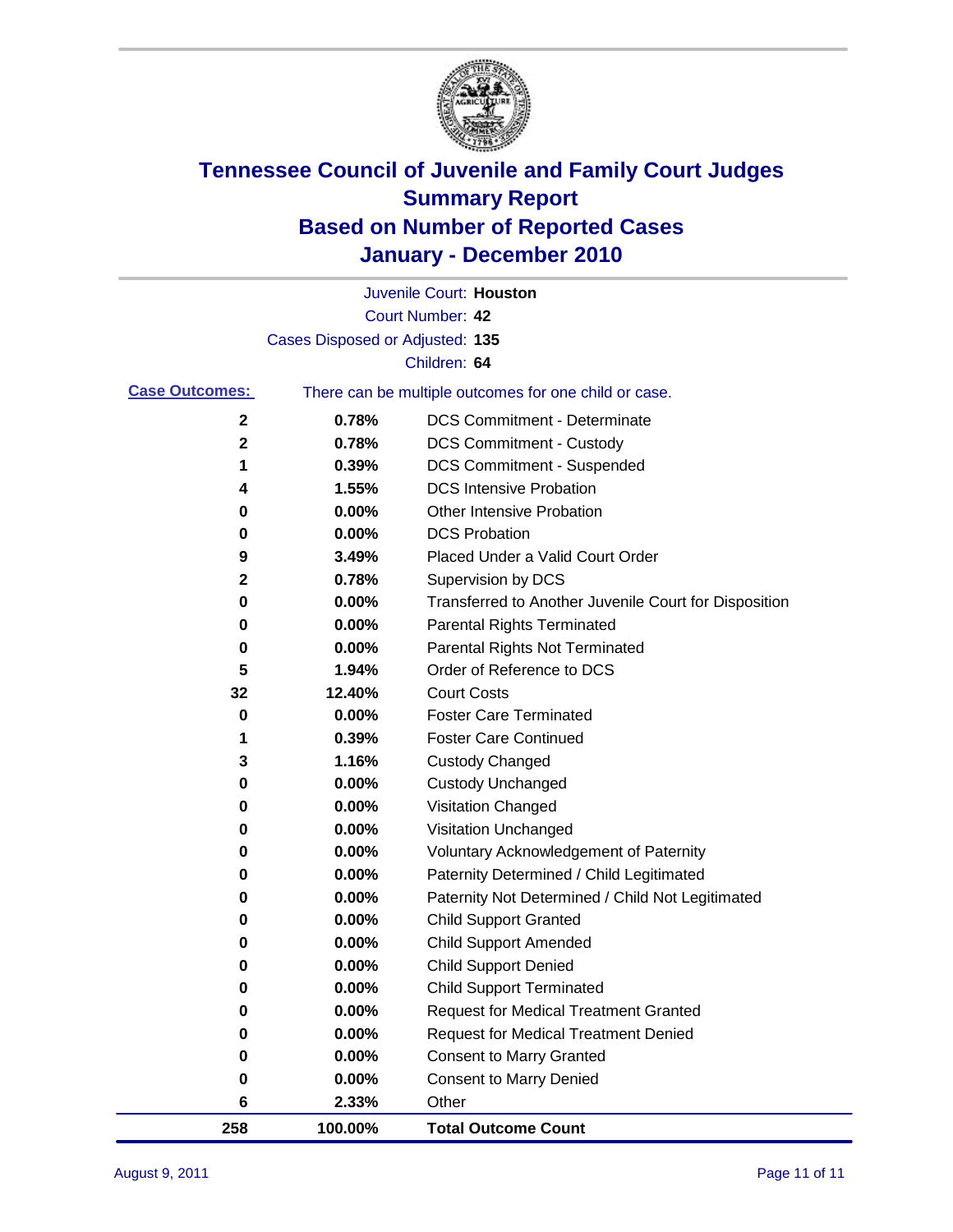# Tennessee Council of Juvenile and Family Court Judges
## Summary Report
## Based on Number of Reported Cases
## January - December 2010

Juvenile Court: **Houston**

Court Number: **42**

Cases Disposed or Adjusted: **135**

Children: **64**

**Case Outcomes:** There can be multiple outcomes for one child or case.

| | | |
|---|---|---|
| 2 | 0.78% | DCS Commitment - Determinate |
| 2 | 0.78% | DCS Commitment - Custody |
| 1 | 0.39% | DCS Commitment - Suspended |
| 4 | 1.55% | DCS Intensive Probation |
| 0 | 0.00% | Other Intensive Probation |
| 0 | 0.00% | DCS Probation |
| 9 | 3.49% | Placed Under a Valid Court Order |
| 2 | 0.78% | Supervision by DCS |
| 0 | 0.00% | Transferred to Another Juvenile Court for Disposition |
| 0 | 0.00% | Parental Rights Terminated |
| 0 | 0.00% | Parental Rights Not Terminated |
| 5 | 1.94% | Order of Reference to DCS |
| 32 | 12.40% | Court Costs |
| 0 | 0.00% | Foster Care Terminated |
| 1 | 0.39% | Foster Care Continued |
| 3 | 1.16% | Custody Changed |
| 0 | 0.00% | Custody Unchanged |
| 0 | 0.00% | Visitation Changed |
| 0 | 0.00% | Visitation Unchanged |
| 0 | 0.00% | Voluntary Acknowledgement of Paternity |
| 0 | 0.00% | Paternity Determined / Child Legitimated |
| 0 | 0.00% | Paternity Not Determined / Child Not Legitimated |
| 0 | 0.00% | Child Support Granted |
| 0 | 0.00% | Child Support Amended |
| 0 | 0.00% | Child Support Denied |
| 0 | 0.00% | Child Support Terminated |
| 0 | 0.00% | Request for Medical Treatment Granted |
| 0 | 0.00% | Request for Medical Treatment Denied |
| 0 | 0.00% | Consent to Marry Granted |
| 0 | 0.00% | Consent to Marry Denied |
| 6 | 2.33% | Other |
| **258** | **100.00%** | **Total Outcome Count** |